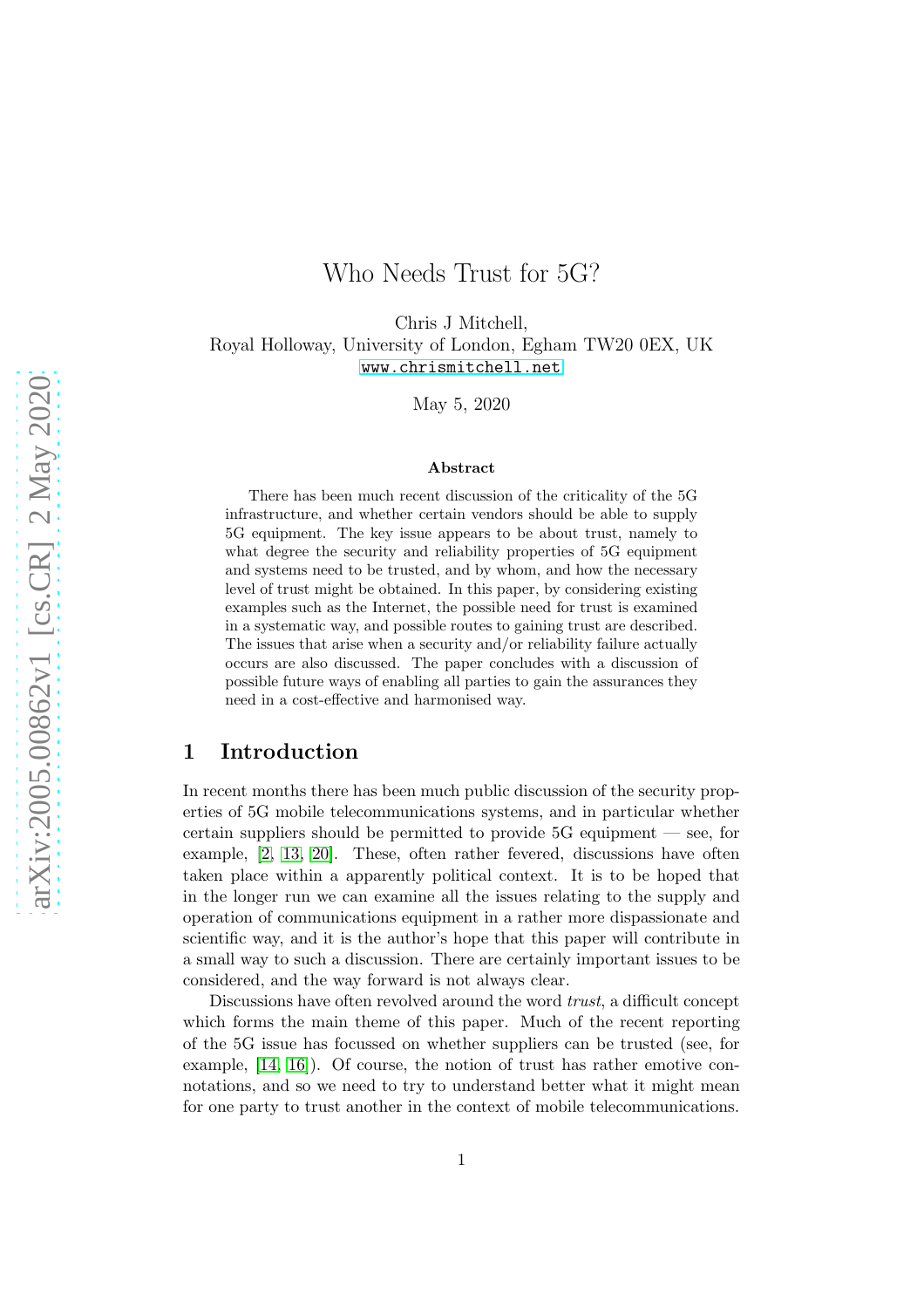# Who Needs Trust for 5G?

Chris J Mitchell,
Royal Holloway, University of London, Egham TW20 0EX, UK
www.chrismitchell.net

May 5, 2020

### Abstract

There has been much recent discussion of the criticality of the 5G infrastructure, and whether certain vendors should be able to supply 5G equipment. The key issue appears to be about trust, namely to what degree the security and reliability properties of 5G equipment and systems need to be trusted, and by whom, and how the necessary level of trust might be obtained. In this paper, by considering existing examples such as the Internet, the possible need for trust is examined in a systematic way, and possible routes to gaining trust are described. The issues that arise when a security and/or reliability failure actually occurs are also discussed. The paper concludes with a discussion of possible future ways of enabling all parties to gain the assurances they need in a cost-effective and harmonised way.

## 1 Introduction

In recent months there has been much public discussion of the security properties of 5G mobile telecommunications systems, and in particular whether certain suppliers should be permitted to provide 5G equipment — see, for example, [2, 13, 20]. These, often rather fevered, discussions have often taken place within a apparently political context. It is to be hoped that in the longer run we can examine all the issues relating to the supply and operation of communications equipment in a rather more dispassionate and scientific way, and it is the author's hope that this paper will contribute in a small way to such a discussion. There are certainly important issues to be considered, and the way forward is not always clear.

Discussions have often revolved around the word *trust*, a difficult concept which forms the main theme of this paper. Much of the recent reporting of the 5G issue has focussed on whether suppliers can be trusted (see, for example, [14, 16]). Of course, the notion of trust has rather emotive connotations, and so we need to try to understand better what it might mean for one party to trust another in the context of mobile telecommunications.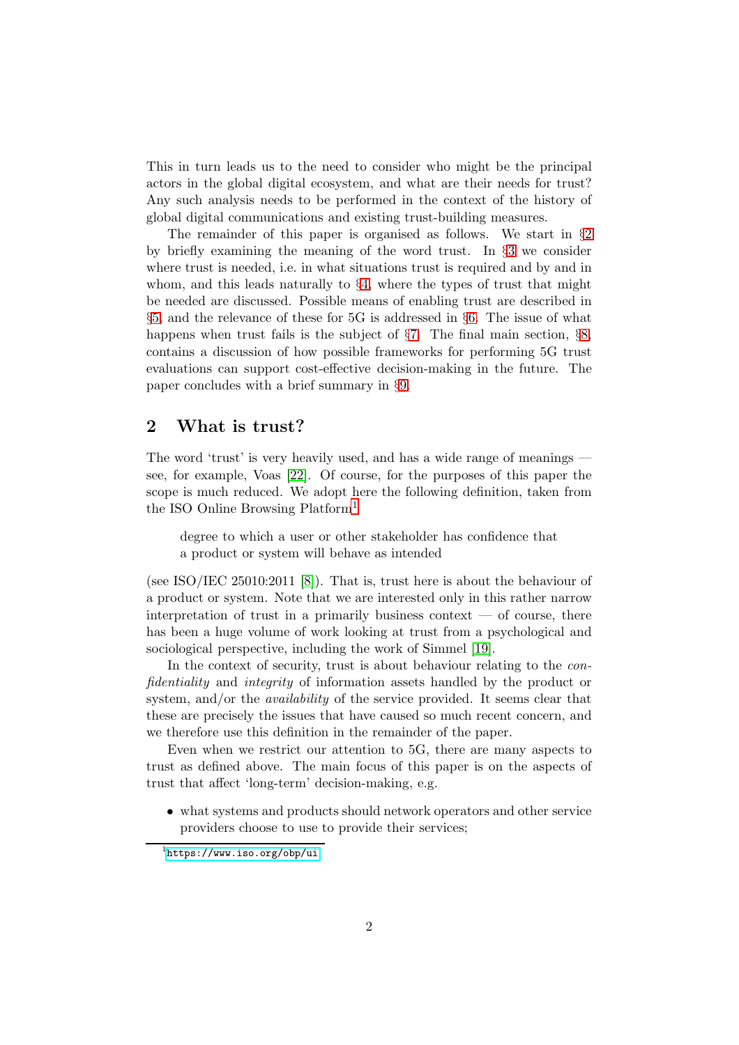This in turn leads us to the need to consider who might be the principal actors in the global digital ecosystem, and what are their needs for trust? Any such analysis needs to be performed in the context of the history of global digital communications and existing trust-building measures.

The remainder of this paper is organised as follows. We start in §2 by briefly examining the meaning of the word trust. In §3 we consider where trust is needed, i.e. in what situations trust is required and by and in whom, and this leads naturally to §4, where the types of trust that might be needed are discussed. Possible means of enabling trust are described in §5, and the relevance of these for 5G is addressed in §6. The issue of what happens when trust fails is the subject of §7. The final main section, §8, contains a discussion of how possible frameworks for performing 5G trust evaluations can support cost-effective decision-making in the future. The paper concludes with a brief summary in §9.

## 2 What is trust?

The word 'trust' is very heavily used, and has a wide range of meanings — see, for example, Voas [22]. Of course, for the purposes of this paper the scope is much reduced. We adopt here the following definition, taken from the ISO Online Browsing Platform[1]

> degree to which a user or other stakeholder has confidence that a product or system will behave as intended

(see ISO/IEC 25010:2011 [8]). That is, trust here is about the behaviour of a product or system. Note that we are interested only in this rather narrow interpretation of trust in a primarily business context — of course, there has been a huge volume of work looking at trust from a psychological and sociological perspective, including the work of Simmel [19].

In the context of security, trust is about behaviour relating to the *confidentiality* and *integrity* of information assets handled by the product or system, and/or the *availability* of the service provided. It seems clear that these are precisely the issues that have caused so much recent concern, and we therefore use this definition in the remainder of the paper.

Even when we restrict our attention to 5G, there are many aspects to trust as defined above. The main focus of this paper is on the aspects of trust that affect 'long-term' decision-making, e.g.

- what systems and products should network operators and other service providers choose to use to provide their services;

[1] https://www.iso.org/obp/ui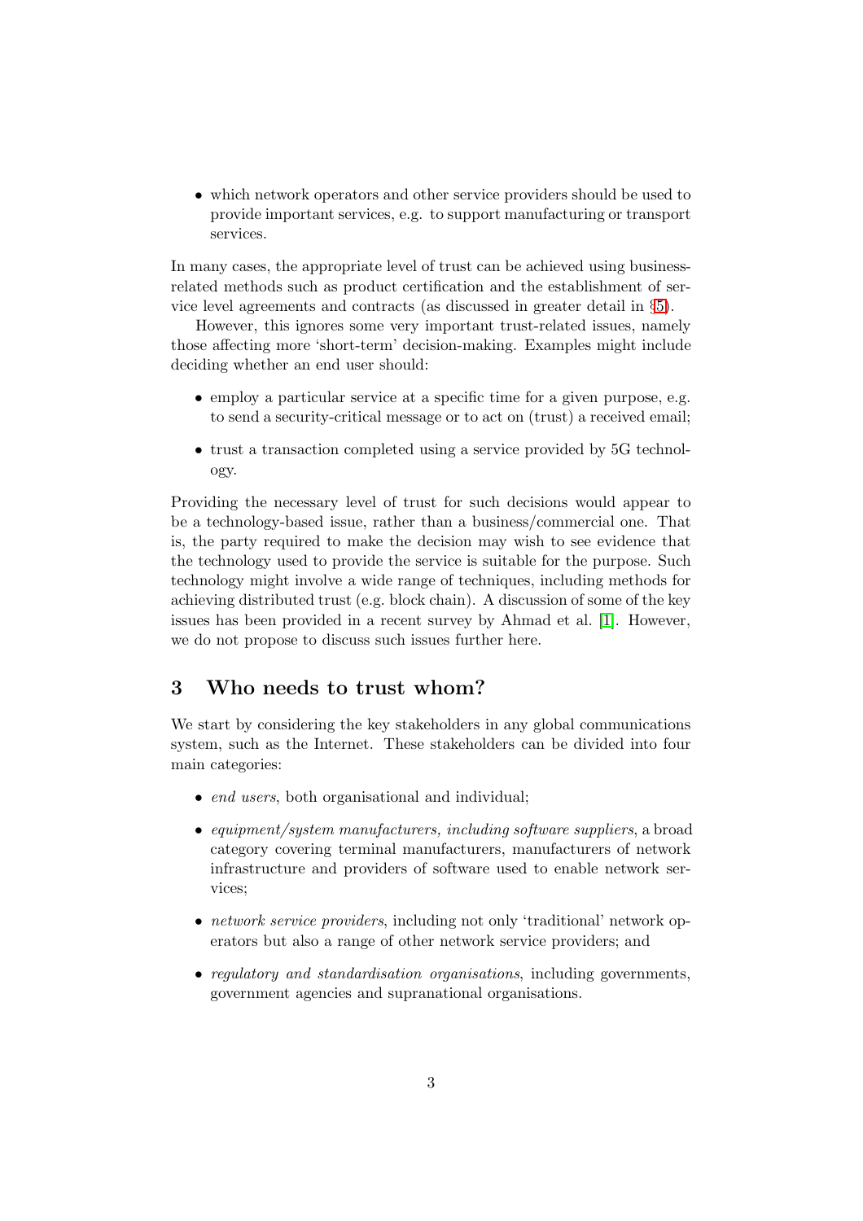- which network operators and other service providers should be used to provide important services, e.g. to support manufacturing or transport services.

In many cases, the appropriate level of trust can be achieved using business-related methods such as product certification and the establishment of service level agreements and contracts (as discussed in greater detail in §5).

However, this ignores some very important trust-related issues, namely those affecting more 'short-term' decision-making. Examples might include deciding whether an end user should:

- employ a particular service at a specific time for a given purpose, e.g. to send a security-critical message or to act on (trust) a received email;
- trust a transaction completed using a service provided by 5G technology.

Providing the necessary level of trust for such decisions would appear to be a technology-based issue, rather than a business/commercial one. That is, the party required to make the decision may wish to see evidence that the technology used to provide the service is suitable for the purpose. Such technology might involve a wide range of techniques, including methods for achieving distributed trust (e.g. block chain). A discussion of some of the key issues has been provided in a recent survey by Ahmad et al. [1]. However, we do not propose to discuss such issues further here.

## 3 Who needs to trust whom?

We start by considering the key stakeholders in any global communications system, such as the Internet. These stakeholders can be divided into four main categories:

- *end users*, both organisational and individual;
- *equipment/system manufacturers, including software suppliers*, a broad category covering terminal manufacturers, manufacturers of network infrastructure and providers of software used to enable network services;
- *network service providers*, including not only 'traditional' network operators but also a range of other network service providers; and
- *regulatory and standardisation organisations*, including governments, government agencies and supranational organisations.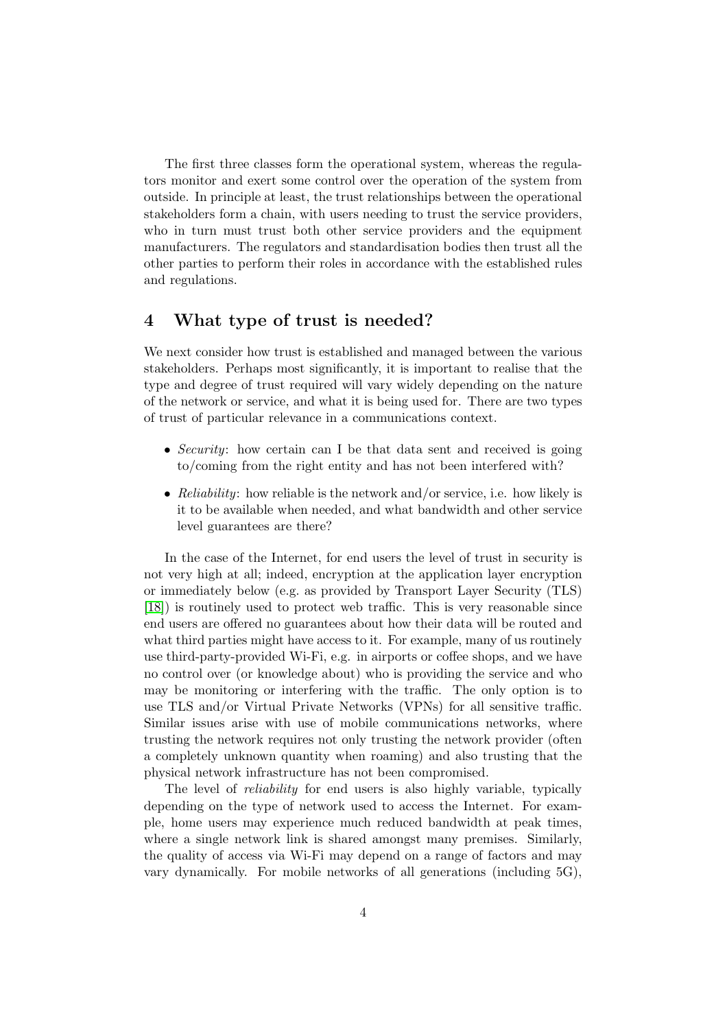The first three classes form the operational system, whereas the regulators monitor and exert some control over the operation of the system from outside. In principle at least, the trust relationships between the operational stakeholders form a chain, with users needing to trust the service providers, who in turn must trust both other service providers and the equipment manufacturers. The regulators and standardisation bodies then trust all the other parties to perform their roles in accordance with the established rules and regulations.

## 4 What type of trust is needed?

We next consider how trust is established and managed between the various stakeholders. Perhaps most significantly, it is important to realise that the type and degree of trust required will vary widely depending on the nature of the network or service, and what it is being used for. There are two types of trust of particular relevance in a communications context.

- *Security*: how certain can I be that data sent and received is going to/coming from the right entity and has not been interfered with?
- *Reliability*: how reliable is the network and/or service, i.e. how likely is it to be available when needed, and what bandwidth and other service level guarantees are there?

In the case of the Internet, for end users the level of trust in security is not very high at all; indeed, encryption at the application layer encryption or immediately below (e.g. as provided by Transport Layer Security (TLS) [18]) is routinely used to protect web traffic. This is very reasonable since end users are offered no guarantees about how their data will be routed and what third parties might have access to it. For example, many of us routinely use third-party-provided Wi-Fi, e.g. in airports or coffee shops, and we have no control over (or knowledge about) who is providing the service and who may be monitoring or interfering with the traffic. The only option is to use TLS and/or Virtual Private Networks (VPNs) for all sensitive traffic. Similar issues arise with use of mobile communications networks, where trusting the network requires not only trusting the network provider (often a completely unknown quantity when roaming) and also trusting that the physical network infrastructure has not been compromised.

The level of *reliability* for end users is also highly variable, typically depending on the type of network used to access the Internet. For example, home users may experience much reduced bandwidth at peak times, where a single network link is shared amongst many premises. Similarly, the quality of access via Wi-Fi may depend on a range of factors and may vary dynamically. For mobile networks of all generations (including 5G),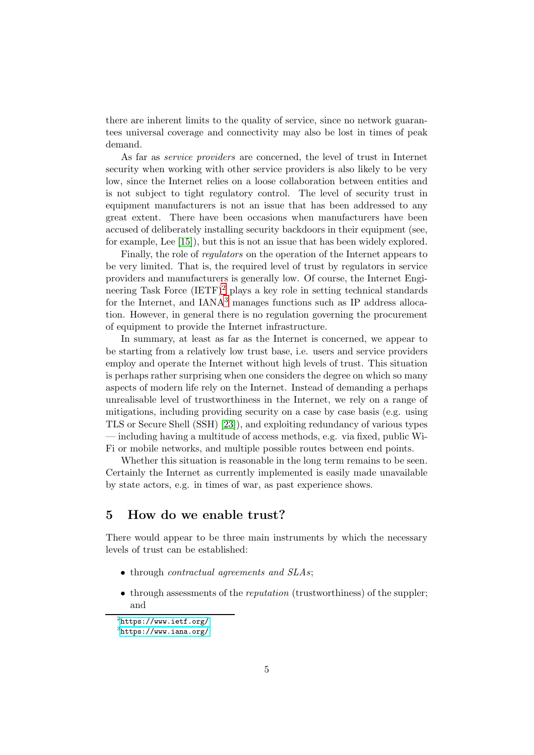there are inherent limits to the quality of service, since no network guarantees universal coverage and connectivity may also be lost in times of peak demand.

As far as *service providers* are concerned, the level of trust in Internet security when working with other service providers is also likely to be very low, since the Internet relies on a loose collaboration between entities and is not subject to tight regulatory control. The level of security trust in equipment manufacturers is not an issue that has been addressed to any great extent. There have been occasions when manufacturers have been accused of deliberately installing security backdoors in their equipment (see, for example, Lee [15]), but this is not an issue that has been widely explored.

Finally, the role of *regulators* on the operation of the Internet appears to be very limited. That is, the required level of trust by regulators in service providers and manufacturers is generally low. Of course, the Internet Engineering Task Force (IETF)[2] plays a key role in setting technical standards for the Internet, and IANA[3] manages functions such as IP address allocation. However, in general there is no regulation governing the procurement of equipment to provide the Internet infrastructure.

In summary, at least as far as the Internet is concerned, we appear to be starting from a relatively low trust base, i.e. users and service providers employ and operate the Internet without high levels of trust. This situation is perhaps rather surprising when one considers the degree on which so many aspects of modern life rely on the Internet. Instead of demanding a perhaps unrealisable level of trustworthiness in the Internet, we rely on a range of mitigations, including providing security on a case by case basis (e.g. using TLS or Secure Shell (SSH) [23]), and exploiting redundancy of various types — including having a multitude of access methods, e.g. via fixed, public Wi-Fi or mobile networks, and multiple possible routes between end points.

Whether this situation is reasonable in the long term remains to be seen. Certainly the Internet as currently implemented is easily made unavailable by state actors, e.g. in times of war, as past experience shows.

## 5 How do we enable trust?

There would appear to be three main instruments by which the necessary levels of trust can be established:

- through *contractual agreements and SLAs*;
- through assessments of the *reputation* (trustworthiness) of the suppler; and

[2] https://www.ietf.org/

[3] https://www.iana.org/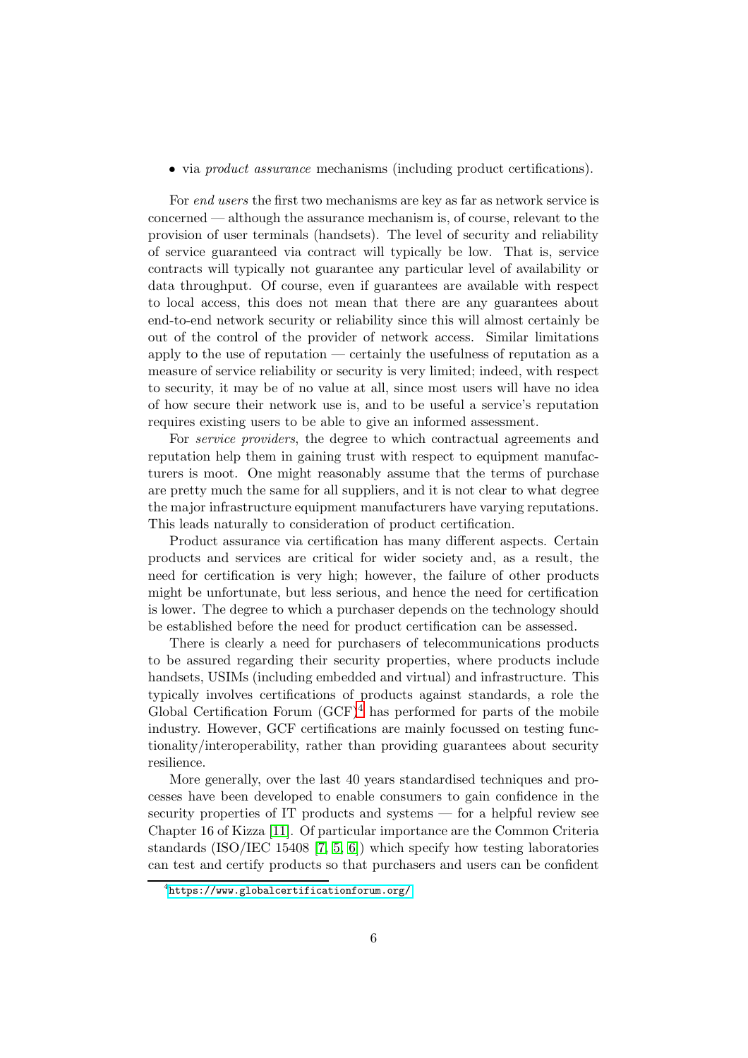- via *product assurance* mechanisms (including product certifications).

For *end users* the first two mechanisms are key as far as network service is concerned — although the assurance mechanism is, of course, relevant to the provision of user terminals (handsets). The level of security and reliability of service guaranteed via contract will typically be low. That is, service contracts will typically not guarantee any particular level of availability or data throughput. Of course, even if guarantees are available with respect to local access, this does not mean that there are any guarantees about end-to-end network security or reliability since this will almost certainly be out of the control of the provider of network access. Similar limitations apply to the use of reputation — certainly the usefulness of reputation as a measure of service reliability or security is very limited; indeed, with respect to security, it may be of no value at all, since most users will have no idea of how secure their network use is, and to be useful a service's reputation requires existing users to be able to give an informed assessment.

For *service providers*, the degree to which contractual agreements and reputation help them in gaining trust with respect to equipment manufacturers is moot. One might reasonably assume that the terms of purchase are pretty much the same for all suppliers, and it is not clear to what degree the major infrastructure equipment manufacturers have varying reputations. This leads naturally to consideration of product certification.

Product assurance via certification has many different aspects. Certain products and services are critical for wider society and, as a result, the need for certification is very high; however, the failure of other products might be unfortunate, but less serious, and hence the need for certification is lower. The degree to which a purchaser depends on the technology should be established before the need for product certification can be assessed.

There is clearly a need for purchasers of telecommunications products to be assured regarding their security properties, where products include handsets, USIMs (including embedded and virtual) and infrastructure. This typically involves certifications of products against standards, a role the Global Certification Forum (GCF)[4] has performed for parts of the mobile industry. However, GCF certifications are mainly focussed on testing functionality/interoperability, rather than providing guarantees about security resilience.

More generally, over the last 40 years standardised techniques and processes have been developed to enable consumers to gain confidence in the security properties of IT products and systems — for a helpful review see Chapter 16 of Kizza [11]. Of particular importance are the Common Criteria standards (ISO/IEC 15408 [7, 5, 6]) which specify how testing laboratories can test and certify products so that purchasers and users can be confident

[4] https://www.globalcertificationforum.org/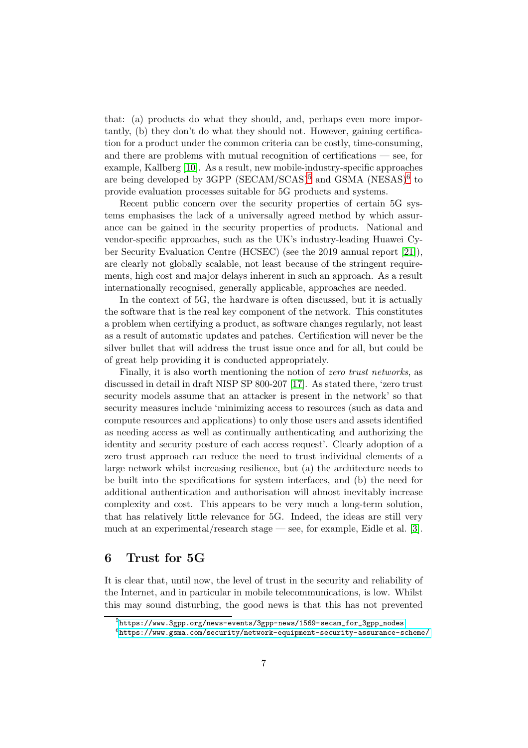that: (a) products do what they should, and, perhaps even more importantly, (b) they don't do what they should not. However, gaining certification for a product under the common criteria can be costly, time-consuming, and there are problems with mutual recognition of certifications — see, for example, Kallberg [10]. As a result, new mobile-industry-specific approaches are being developed by 3GPP (SECAM/SCAS)[5] and GSMA (NESAS)[6] to provide evaluation processes suitable for 5G products and systems.

Recent public concern over the security properties of certain 5G systems emphasises the lack of a universally agreed method by which assurance can be gained in the security properties of products. National and vendor-specific approaches, such as the UK's industry-leading Huawei Cyber Security Evaluation Centre (HCSEC) (see the 2019 annual report [21]), are clearly not globally scalable, not least because of the stringent requirements, high cost and major delays inherent in such an approach. As a result internationally recognised, generally applicable, approaches are needed.

In the context of 5G, the hardware is often discussed, but it is actually the software that is the real key component of the network. This constitutes a problem when certifying a product, as software changes regularly, not least as a result of automatic updates and patches. Certification will never be the silver bullet that will address the trust issue once and for all, but could be of great help providing it is conducted appropriately.

Finally, it is also worth mentioning the notion of *zero trust networks*, as discussed in detail in draft NISP SP 800-207 [17]. As stated there, 'zero trust security models assume that an attacker is present in the network' so that security measures include 'minimizing access to resources (such as data and compute resources and applications) to only those users and assets identified as needing access as well as continually authenticating and authorizing the identity and security posture of each access request'. Clearly adoption of a zero trust approach can reduce the need to trust individual elements of a large network whilst increasing resilience, but (a) the architecture needs to be built into the specifications for system interfaces, and (b) the need for additional authentication and authorisation will almost inevitably increase complexity and cost. This appears to be very much a long-term solution, that has relatively little relevance for 5G. Indeed, the ideas are still very much at an experimental/research stage — see, for example, Eidle et al. [3].

## 6 Trust for 5G

It is clear that, until now, the level of trust in the security and reliability of the Internet, and in particular in mobile telecommunications, is low. Whilst this may sound disturbing, the good news is that this has not prevented

[5] https://www.3gpp.org/news-events/3gpp-news/1569-secam_for_3gpp_nodes

[6] https://www.gsma.com/security/network-equipment-security-assurance-scheme/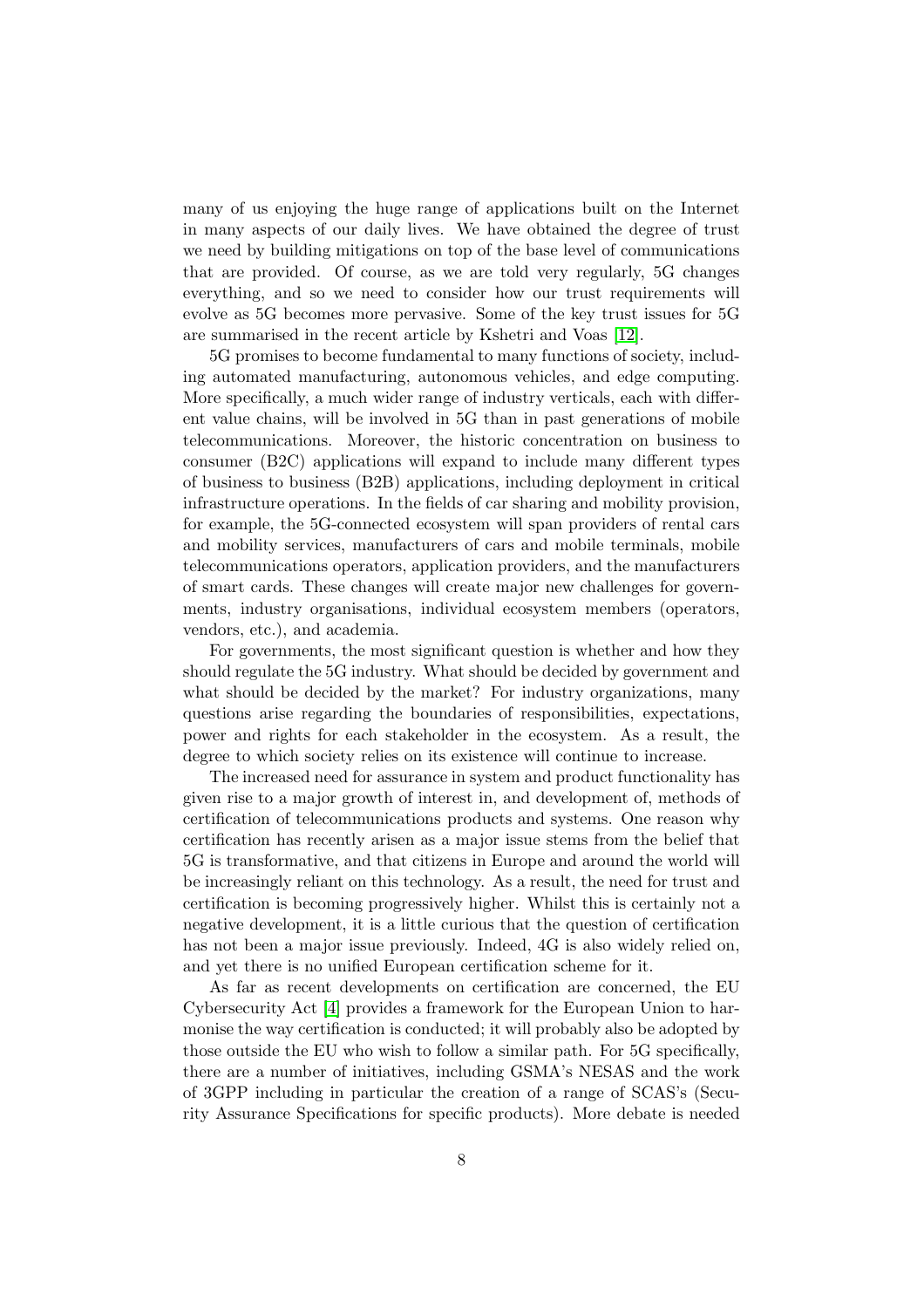many of us enjoying the huge range of applications built on the Internet in many aspects of our daily lives. We have obtained the degree of trust we need by building mitigations on top of the base level of communications that are provided. Of course, as we are told very regularly, 5G changes everything, and so we need to consider how our trust requirements will evolve as 5G becomes more pervasive. Some of the key trust issues for 5G are summarised in the recent article by Kshetri and Voas [12].

5G promises to become fundamental to many functions of society, including automated manufacturing, autonomous vehicles, and edge computing. More specifically, a much wider range of industry verticals, each with different value chains, will be involved in 5G than in past generations of mobile telecommunications. Moreover, the historic concentration on business to consumer (B2C) applications will expand to include many different types of business to business (B2B) applications, including deployment in critical infrastructure operations. In the fields of car sharing and mobility provision, for example, the 5G-connected ecosystem will span providers of rental cars and mobility services, manufacturers of cars and mobile terminals, mobile telecommunications operators, application providers, and the manufacturers of smart cards. These changes will create major new challenges for governments, industry organisations, individual ecosystem members (operators, vendors, etc.), and academia.

For governments, the most significant question is whether and how they should regulate the 5G industry. What should be decided by government and what should be decided by the market? For industry organizations, many questions arise regarding the boundaries of responsibilities, expectations, power and rights for each stakeholder in the ecosystem. As a result, the degree to which society relies on its existence will continue to increase.

The increased need for assurance in system and product functionality has given rise to a major growth of interest in, and development of, methods of certification of telecommunications products and systems. One reason why certification has recently arisen as a major issue stems from the belief that 5G is transformative, and that citizens in Europe and around the world will be increasingly reliant on this technology. As a result, the need for trust and certification is becoming progressively higher. Whilst this is certainly not a negative development, it is a little curious that the question of certification has not been a major issue previously. Indeed, 4G is also widely relied on, and yet there is no unified European certification scheme for it.

As far as recent developments on certification are concerned, the EU Cybersecurity Act [4] provides a framework for the European Union to harmonise the way certification is conducted; it will probably also be adopted by those outside the EU who wish to follow a similar path. For 5G specifically, there are a number of initiatives, including GSMA's NESAS and the work of 3GPP including in particular the creation of a range of SCAS's (Security Assurance Specifications for specific products). More debate is needed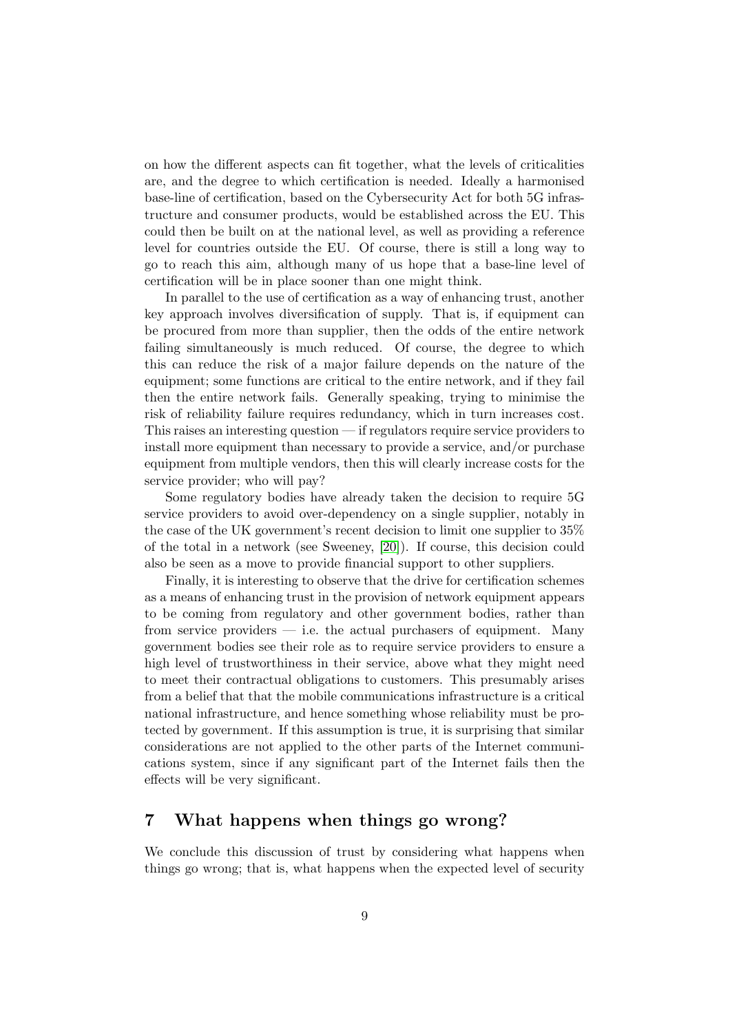on how the different aspects can fit together, what the levels of criticalities are, and the degree to which certification is needed. Ideally a harmonised base-line of certification, based on the Cybersecurity Act for both 5G infrastructure and consumer products, would be established across the EU. This could then be built on at the national level, as well as providing a reference level for countries outside the EU. Of course, there is still a long way to go to reach this aim, although many of us hope that a base-line level of certification will be in place sooner than one might think.

In parallel to the use of certification as a way of enhancing trust, another key approach involves diversification of supply. That is, if equipment can be procured from more than supplier, then the odds of the entire network failing simultaneously is much reduced. Of course, the degree to which this can reduce the risk of a major failure depends on the nature of the equipment; some functions are critical to the entire network, and if they fail then the entire network fails. Generally speaking, trying to minimise the risk of reliability failure requires redundancy, which in turn increases cost. This raises an interesting question — if regulators require service providers to install more equipment than necessary to provide a service, and/or purchase equipment from multiple vendors, then this will clearly increase costs for the service provider; who will pay?

Some regulatory bodies have already taken the decision to require 5G service providers to avoid over-dependency on a single supplier, notably in the case of the UK government's recent decision to limit one supplier to 35% of the total in a network (see Sweeney, [20]). If course, this decision could also be seen as a move to provide financial support to other suppliers.

Finally, it is interesting to observe that the drive for certification schemes as a means of enhancing trust in the provision of network equipment appears to be coming from regulatory and other government bodies, rather than from service providers — i.e. the actual purchasers of equipment. Many government bodies see their role as to require service providers to ensure a high level of trustworthiness in their service, above what they might need to meet their contractual obligations to customers. This presumably arises from a belief that that the mobile communications infrastructure is a critical national infrastructure, and hence something whose reliability must be protected by government. If this assumption is true, it is surprising that similar considerations are not applied to the other parts of the Internet communications system, since if any significant part of the Internet fails then the effects will be very significant.

## 7 What happens when things go wrong?

We conclude this discussion of trust by considering what happens when things go wrong; that is, what happens when the expected level of security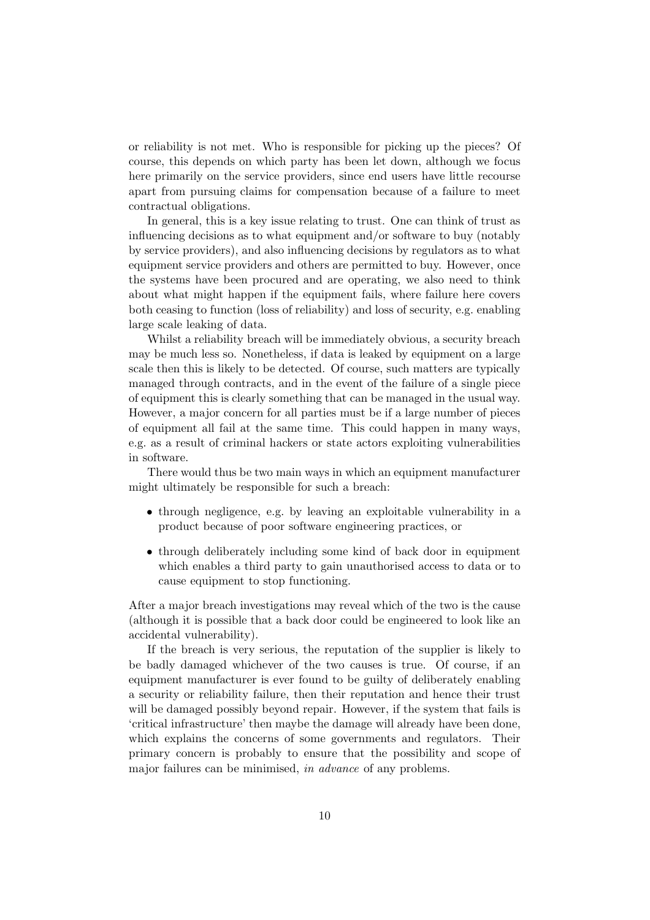or reliability is not met. Who is responsible for picking up the pieces? Of course, this depends on which party has been let down, although we focus here primarily on the service providers, since end users have little recourse apart from pursuing claims for compensation because of a failure to meet contractual obligations.

In general, this is a key issue relating to trust. One can think of trust as influencing decisions as to what equipment and/or software to buy (notably by service providers), and also influencing decisions by regulators as to what equipment service providers and others are permitted to buy. However, once the systems have been procured and are operating, we also need to think about what might happen if the equipment fails, where failure here covers both ceasing to function (loss of reliability) and loss of security, e.g. enabling large scale leaking of data.

Whilst a reliability breach will be immediately obvious, a security breach may be much less so. Nonetheless, if data is leaked by equipment on a large scale then this is likely to be detected. Of course, such matters are typically managed through contracts, and in the event of the failure of a single piece of equipment this is clearly something that can be managed in the usual way. However, a major concern for all parties must be if a large number of pieces of equipment all fail at the same time. This could happen in many ways, e.g. as a result of criminal hackers or state actors exploiting vulnerabilities in software.

There would thus be two main ways in which an equipment manufacturer might ultimately be responsible for such a breach:

- through negligence, e.g. by leaving an exploitable vulnerability in a product because of poor software engineering practices, or
- through deliberately including some kind of back door in equipment which enables a third party to gain unauthorised access to data or to cause equipment to stop functioning.

After a major breach investigations may reveal which of the two is the cause (although it is possible that a back door could be engineered to look like an accidental vulnerability).

If the breach is very serious, the reputation of the supplier is likely to be badly damaged whichever of the two causes is true. Of course, if an equipment manufacturer is ever found to be guilty of deliberately enabling a security or reliability failure, then their reputation and hence their trust will be damaged possibly beyond repair. However, if the system that fails is 'critical infrastructure' then maybe the damage will already have been done, which explains the concerns of some governments and regulators. Their primary concern is probably to ensure that the possibility and scope of major failures can be minimised, *in advance* of any problems.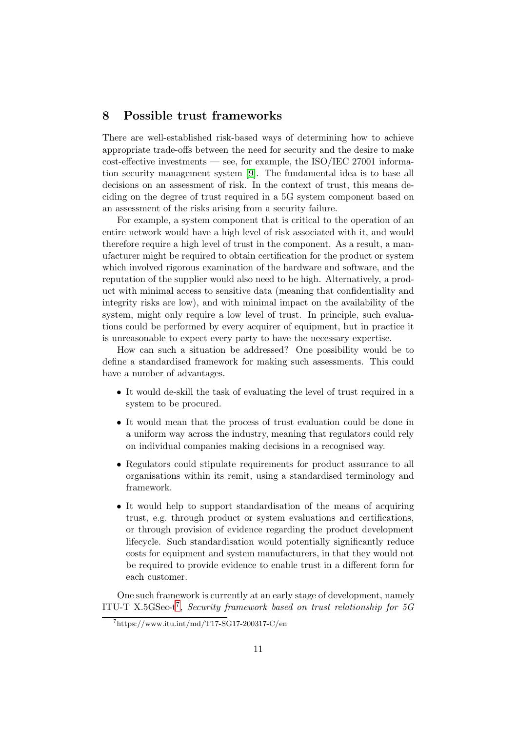## 8 Possible trust frameworks

There are well-established risk-based ways of determining how to achieve appropriate trade-offs between the need for security and the desire to make cost-effective investments — see, for example, the ISO/IEC 27001 information security management system [9]. The fundamental idea is to base all decisions on an assessment of risk. In the context of trust, this means deciding on the degree of trust required in a 5G system component based on an assessment of the risks arising from a security failure.

For example, a system component that is critical to the operation of an entire network would have a high level of risk associated with it, and would therefore require a high level of trust in the component. As a result, a manufacturer might be required to obtain certification for the product or system which involved rigorous examination of the hardware and software, and the reputation of the supplier would also need to be high. Alternatively, a product with minimal access to sensitive data (meaning that confidentiality and integrity risks are low), and with minimal impact on the availability of the system, might only require a low level of trust. In principle, such evaluations could be performed by every acquirer of equipment, but in practice it is unreasonable to expect every party to have the necessary expertise.

How can such a situation be addressed? One possibility would be to define a standardised framework for making such assessments. This could have a number of advantages.

- It would de-skill the task of evaluating the level of trust required in a system to be procured.
- It would mean that the process of trust evaluation could be done in a uniform way across the industry, meaning that regulators could rely on individual companies making decisions in a recognised way.
- Regulators could stipulate requirements for product assurance to all organisations within its remit, using a standardised terminology and framework.
- It would help to support standardisation of the means of acquiring trust, e.g. through product or system evaluations and certifications, or through provision of evidence regarding the product development lifecycle. Such standardisation would potentially significantly reduce costs for equipment and system manufacturers, in that they would not be required to provide evidence to enable trust in a different form for each customer.

One such framework is currently at an early stage of development, namely ITU-T X.5GSec-t[7], *Security framework based on trust relationship for 5G*

[7] https://www.itu.int/md/T17-SG17-200317-C/en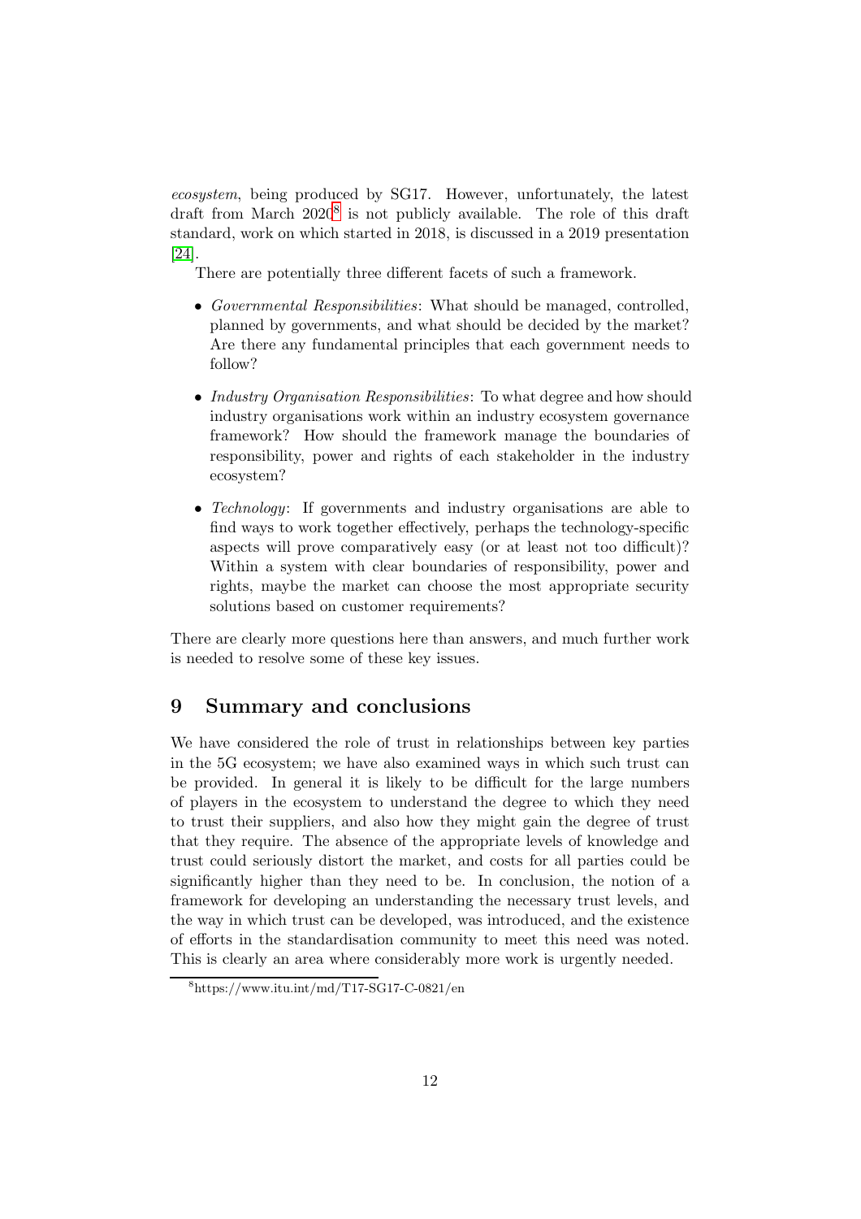*ecosystem*, being produced by SG17. However, unfortunately, the latest draft from March 2020[8] is not publicly available. The role of this draft standard, work on which started in 2018, is discussed in a 2019 presentation [24].

There are potentially three different facets of such a framework.

- *Governmental Responsibilities*: What should be managed, controlled, planned by governments, and what should be decided by the market? Are there any fundamental principles that each government needs to follow?
- *Industry Organisation Responsibilities*: To what degree and how should industry organisations work within an industry ecosystem governance framework? How should the framework manage the boundaries of responsibility, power and rights of each stakeholder in the industry ecosystem?
- *Technology*: If governments and industry organisations are able to find ways to work together effectively, perhaps the technology-specific aspects will prove comparatively easy (or at least not too difficult)? Within a system with clear boundaries of responsibility, power and rights, maybe the market can choose the most appropriate security solutions based on customer requirements?

There are clearly more questions here than answers, and much further work is needed to resolve some of these key issues.

## 9 Summary and conclusions

We have considered the role of trust in relationships between key parties in the 5G ecosystem; we have also examined ways in which such trust can be provided. In general it is likely to be difficult for the large numbers of players in the ecosystem to understand the degree to which they need to trust their suppliers, and also how they might gain the degree of trust that they require. The absence of the appropriate levels of knowledge and trust could seriously distort the market, and costs for all parties could be significantly higher than they need to be. In conclusion, the notion of a framework for developing an understanding the necessary trust levels, and the way in which trust can be developed, was introduced, and the existence of efforts in the standardisation community to meet this need was noted. This is clearly an area where considerably more work is urgently needed.

[8] https://www.itu.int/md/T17-SG17-C-0821/en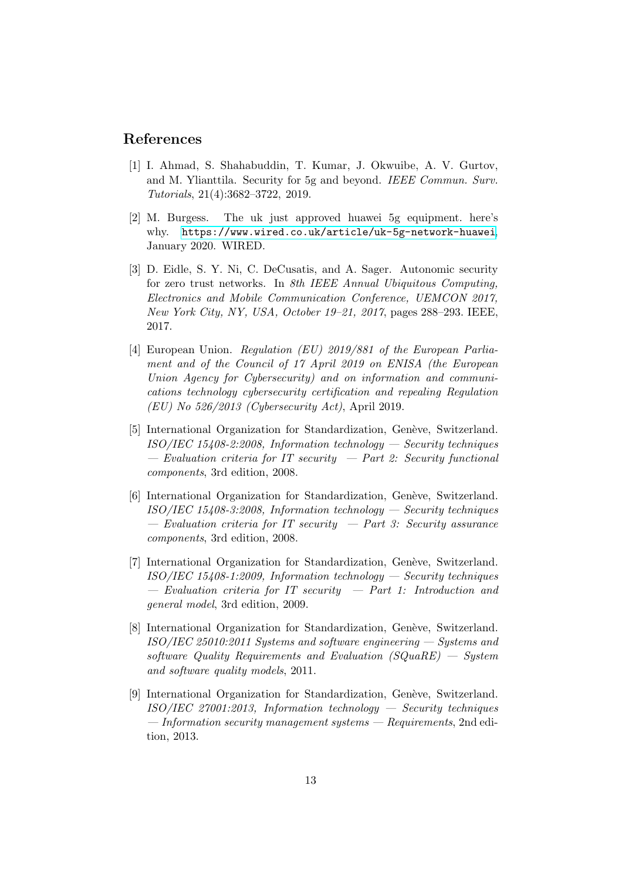# References

[1] I. Ahmad, S. Shahabuddin, T. Kumar, J. Okwuibe, A. V. Gurtov, and M. Ylianttila. Security for 5g and beyond. *IEEE Commun. Surv. Tutorials*, 21(4):3682–3722, 2019.

[2] M. Burgess. The uk just approved huawei 5g equipment. here's why. https://www.wired.co.uk/article/uk-5g-network-huawei, January 2020. WIRED.

[3] D. Eidle, S. Y. Ni, C. DeCusatis, and A. Sager. Autonomic security for zero trust networks. In *8th IEEE Annual Ubiquitous Computing, Electronics and Mobile Communication Conference, UEMCON 2017, New York City, NY, USA, October 19–21, 2017*, pages 288–293. IEEE, 2017.

[4] European Union. *Regulation (EU) 2019/881 of the European Parliament and of the Council of 17 April 2019 on ENISA (the European Union Agency for Cybersecurity) and on information and communications technology cybersecurity certification and repealing Regulation (EU) No 526/2013 (Cybersecurity Act)*, April 2019.

[5] International Organization for Standardization, Genève, Switzerland. *ISO/IEC 15408-2:2008, Information technology — Security techniques — Evaluation criteria for IT security — Part 2: Security functional components*, 3rd edition, 2008.

[6] International Organization for Standardization, Genève, Switzerland. *ISO/IEC 15408-3:2008, Information technology — Security techniques — Evaluation criteria for IT security — Part 3: Security assurance components*, 3rd edition, 2008.

[7] International Organization for Standardization, Genève, Switzerland. *ISO/IEC 15408-1:2009, Information technology — Security techniques — Evaluation criteria for IT security — Part 1: Introduction and general model*, 3rd edition, 2009.

[8] International Organization for Standardization, Genève, Switzerland. *ISO/IEC 25010:2011 Systems and software engineering — Systems and software Quality Requirements and Evaluation (SQuaRE) — System and software quality models*, 2011.

[9] International Organization for Standardization, Genève, Switzerland. *ISO/IEC 27001:2013, Information technology — Security techniques — Information security management systems — Requirements*, 2nd edition, 2013.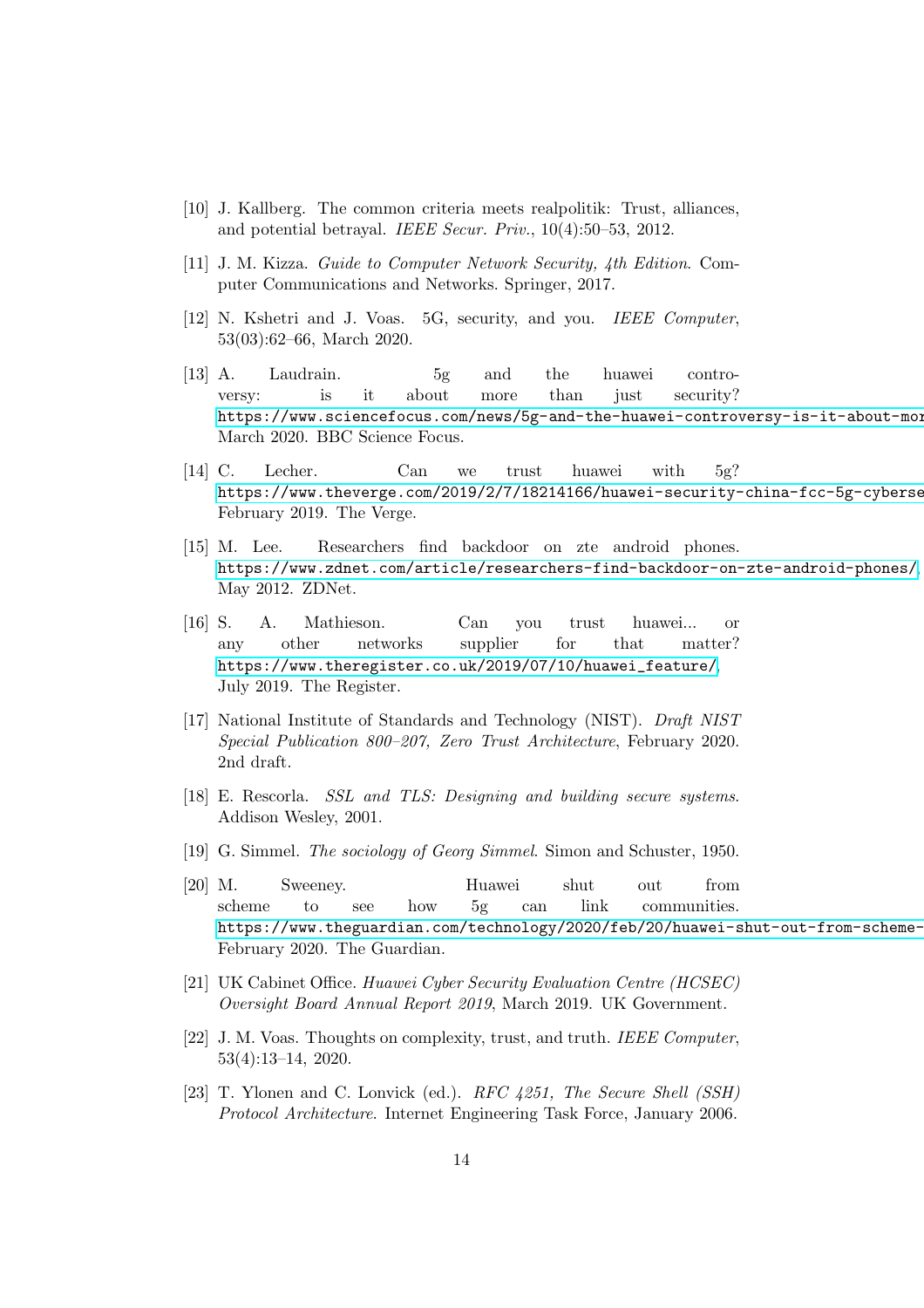[10] J. Kallberg. The common criteria meets realpolitik: Trust, alliances, and potential betrayal. *IEEE Secur. Priv.*, 10(4):50–53, 2012.

[11] J. M. Kizza. *Guide to Computer Network Security, 4th Edition*. Computer Communications and Networks. Springer, 2017.

[12] N. Kshetri and J. Voas. 5G, security, and you. *IEEE Computer*, 53(03):62–66, March 2020.

[13] A. Laudrain. 5g and the huawei controversy: is it about more than just security? https://www.sciencefocus.com/news/5g-and-the-huawei-controversy-is-it-about-mor March 2020. BBC Science Focus.

[14] C. Lecher. Can we trust huawei with 5g? https://www.theverge.com/2019/2/7/18214166/huawei-security-china-fcc-5g-cyberse February 2019. The Verge.

[15] M. Lee. Researchers find backdoor on zte android phones. https://www.zdnet.com/article/researchers-find-backdoor-on-zte-android-phones/, May 2012. ZDNet.

[16] S. A. Mathieson. Can you trust huawei... or any other networks supplier for that matter? https://www.theregister.co.uk/2019/07/10/huawei_feature/, July 2019. The Register.

[17] National Institute of Standards and Technology (NIST). *Draft NIST Special Publication 800–207, Zero Trust Architecture*, February 2020. 2nd draft.

[18] E. Rescorla. *SSL and TLS: Designing and building secure systems*. Addison Wesley, 2001.

[19] G. Simmel. *The sociology of Georg Simmel*. Simon and Schuster, 1950.

[20] M. Sweeney. Huawei shut out from scheme to see how 5g can link communities. https://www.theguardian.com/technology/2020/feb/20/huawei-shut-out-from-scheme- February 2020. The Guardian.

[21] UK Cabinet Office. *Huawei Cyber Security Evaluation Centre (HCSEC) Oversight Board Annual Report 2019*, March 2019. UK Government.

[22] J. M. Voas. Thoughts on complexity, trust, and truth. *IEEE Computer*, 53(4):13–14, 2020.

[23] T. Ylonen and C. Lonvick (ed.). *RFC 4251, The Secure Shell (SSH) Protocol Architecture*. Internet Engineering Task Force, January 2006.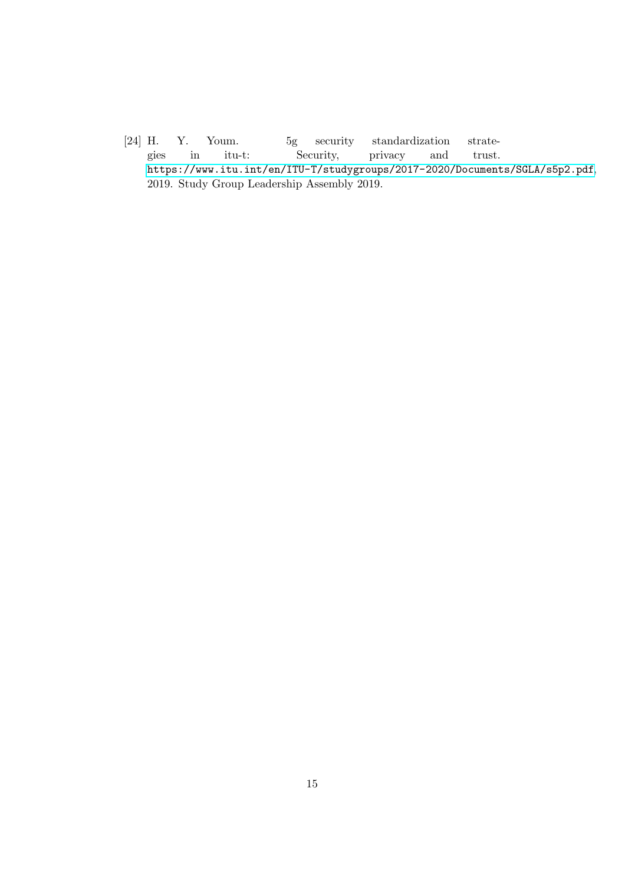[24] H. Y. Youm. 5g security standardization strategies in itu-t: Security, privacy and trust. https://www.itu.int/en/ITU-T/studygroups/2017-2020/Documents/SGLA/s5p2.pdf, 2019. Study Group Leadership Assembly 2019.